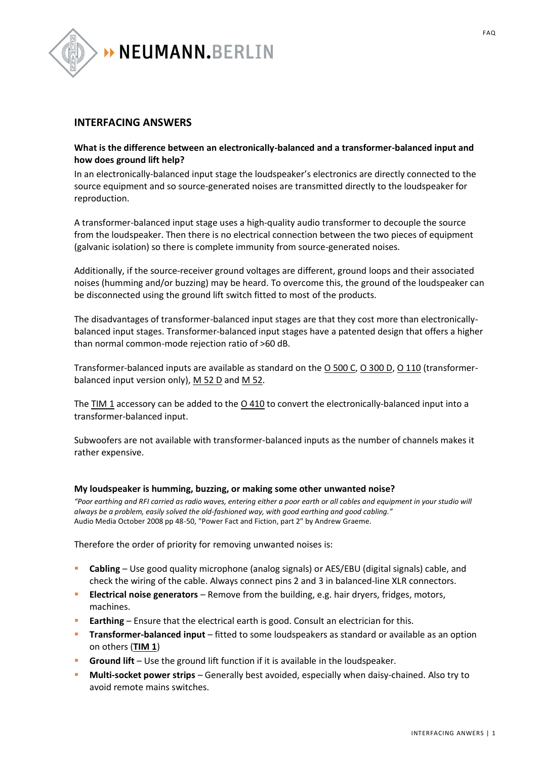## INTERFACING ANSWERS

### What is the difference between an electronically-balanced and a transformer-balanced input and how does ground lift help?

In an electronically-balanced input stage the loudspeaker's electronics are directly connected to the source equipment and so source-generated noises are transmitted directly to the loudspeaker for reproduction.

A transformer-balanced input stage uses a high-quality audio transformer to decouple the source from the loudspeaker. Then there is no electrical connection between the two pieces of equipment (galvanic isolation) so there is complete immunity from source-generated noises.

Additionally, if the source-receiver ground voltages are different, ground loops and their associated noises (humming and/or buzzing) may be heard. To overcome this, the ground of the loudspeaker can be disconnected using the ground lift switch fitted to most of the products.

The disadvantages of transformer-balanced input stages are that they cost more than electronically-balanced input stages. Transformer-balanced input stages have a patented design that offers a higher than normal common-mode rejection ratio of >60 dB.

Transformer-balanced inputs are available as standard on the O 500 C, O 300 D, O 110 (transformer-balanced input version only), M 52 D and M 52.

The TIM 1 accessory can be added to the O 410 to convert the electronically-balanced input into a transformer-balanced input.

Subwoofers are not available with transformer-balanced inputs as the number of channels makes it rather expensive.

### My loudspeaker is humming, buzzing, or making some other unwanted noise?

*"Poor earthing and RFI carried as radio waves, entering either a poor earth or all cables and equipment in your studio will always be a problem, easily solved the old-fashioned way, with good earthing and good cabling."*
Audio Media October 2008 pp 48-50, "Power Fact and Fiction, part 2" by Andrew Graeme.

Therefore the order of priority for removing unwanted noises is:

- **Cabling** – Use good quality microphone (analog signals) or AES/EBU (digital signals) cable, and check the wiring of the cable. Always connect pins 2 and 3 in balanced-line XLR connectors.
- **Electrical noise generators** – Remove from the building, e.g. hair dryers, fridges, motors, machines.
- **Earthing** – Ensure that the electrical earth is good. Consult an electrician for this.
- **Transformer-balanced input** – fitted to some loudspeakers as standard or available as an option on others (**TIM 1**)
- **Ground lift** – Use the ground lift function if it is available in the loudspeaker.
- **Multi-socket power strips** – Generally best avoided, especially when daisy-chained. Also try to avoid remote mains switches.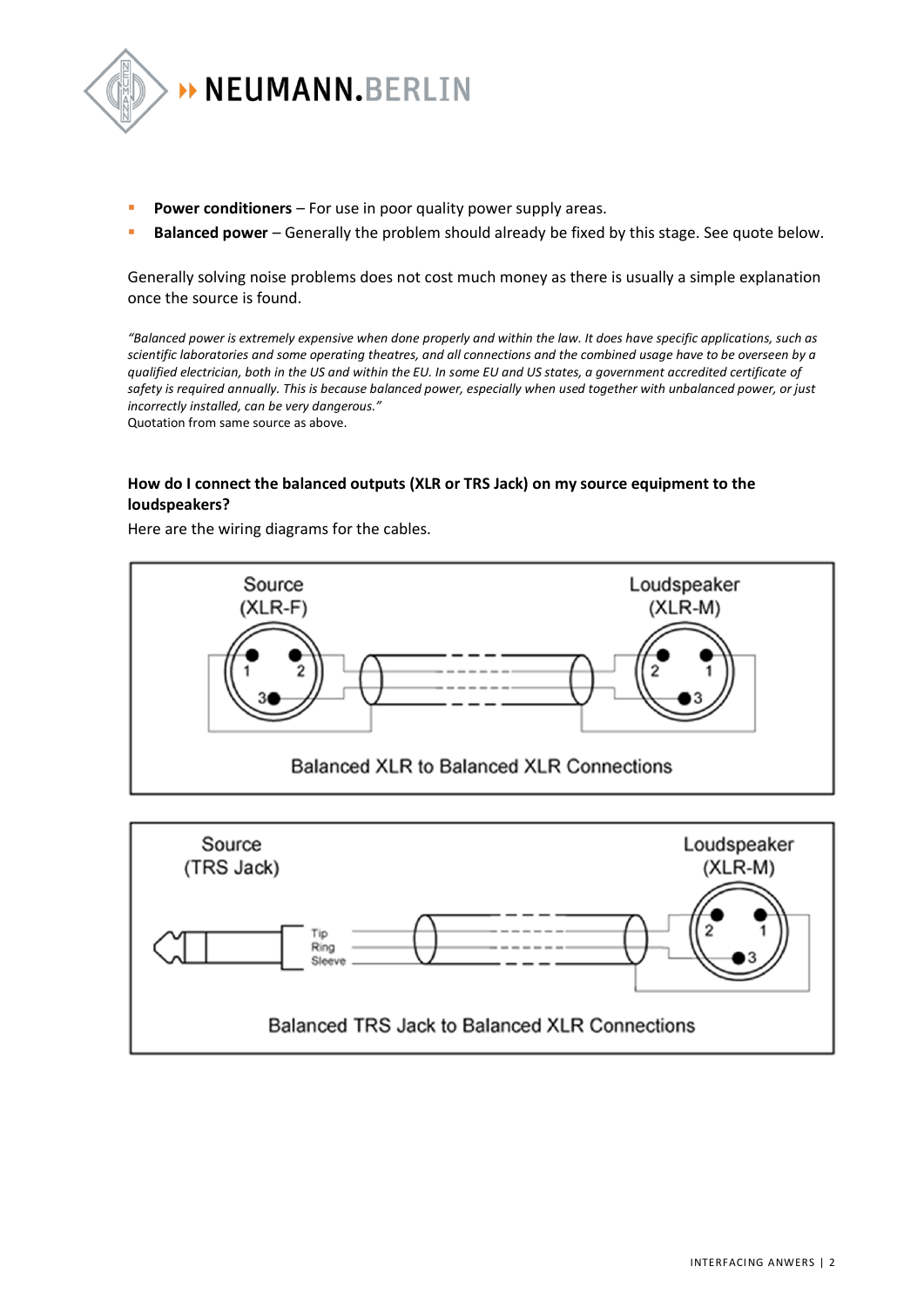- **Power conditioners** – For use in poor quality power supply areas.
- **Balanced power** – Generally the problem should already be fixed by this stage. See quote below.

Generally solving noise problems does not cost much money as there is usually a simple explanation once the source is found.

*"Balanced power is extremely expensive when done properly and within the law. It does have specific applications, such as scientific laboratories and some operating theatres, and all connections and the combined usage have to be overseen by a qualified electrician, both in the US and within the EU. In some EU and US states, a government accredited certificate of safety is required annually. This is because balanced power, especially when used together with unbalanced power, or just incorrectly installed, can be very dangerous."*
Quotation from same source as above.

**How do I connect the balanced outputs (XLR or TRS Jack) on my source equipment to the loudspeakers?**

Here are the wiring diagrams for the cables.

Balanced XLR to Balanced XLR Connections

Balanced TRS Jack to Balanced XLR Connections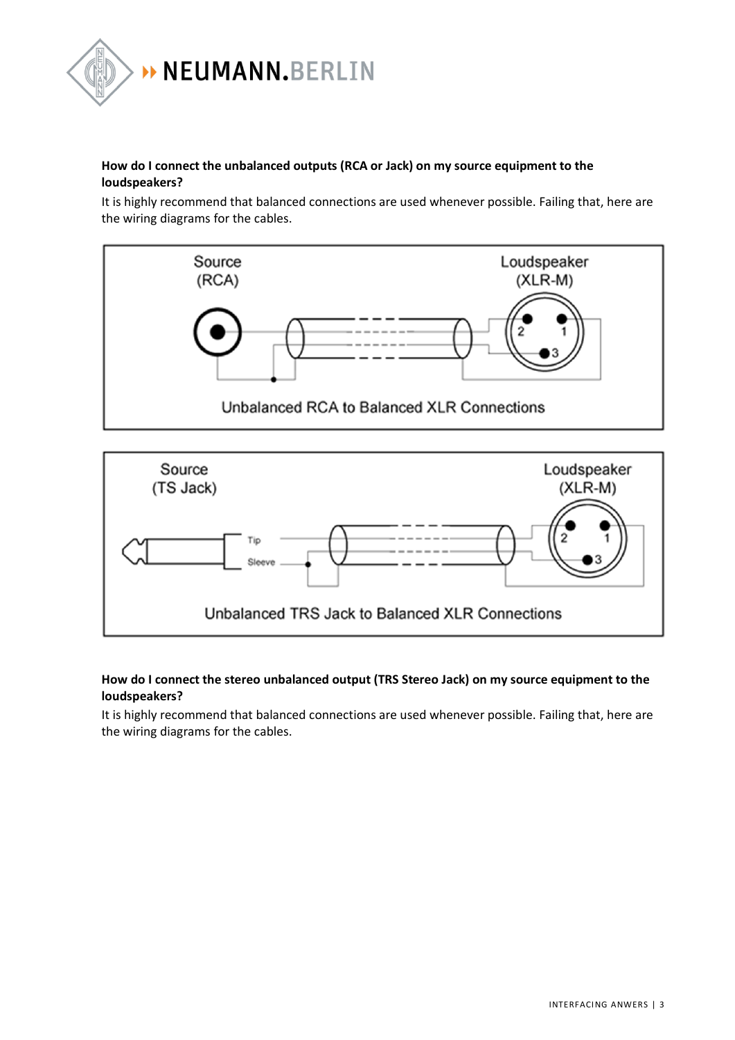**How do I connect the unbalanced outputs (RCA or Jack) on my source equipment to the loudspeakers?**

It is highly recommend that balanced connections are used whenever possible. Failing that, here are the wiring diagrams for the cables.

Source (RCA)

Loudspeaker (XLR-M)

Unbalanced RCA to Balanced XLR Connections

Source (TS Jack)

Tip

Sleeve

Loudspeaker (XLR-M)

Unbalanced TRS Jack to Balanced XLR Connections

**How do I connect the stereo unbalanced output (TRS Stereo Jack) on my source equipment to the loudspeakers?**

It is highly recommend that balanced connections are used whenever possible. Failing that, here are the wiring diagrams for the cables.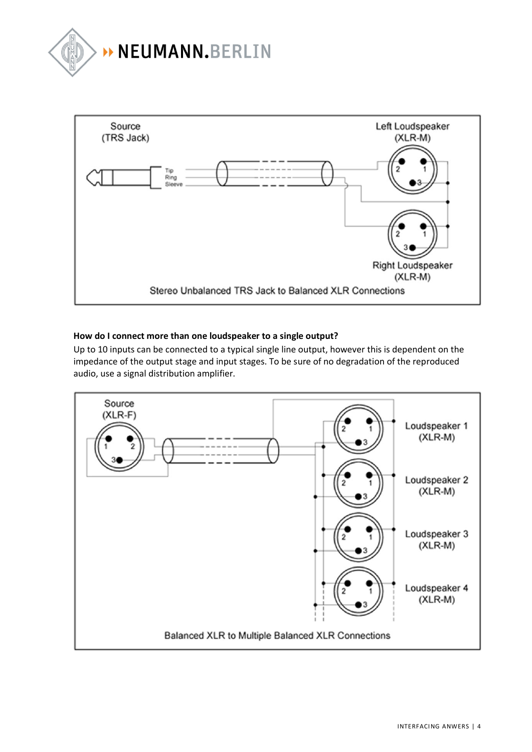Source (TRS Jack)

Tip
Ring
Sleeve

Left Loudspeaker (XLR-M)

Right Loudspeaker (XLR-M)

Stereo Unbalanced TRS Jack to Balanced XLR Connections

**How do I connect more than one loudspeaker to a single output?**

Up to 10 inputs can be connected to a typical single line output, however this is dependent on the impedance of the output stage and input stages. To be sure of no degradation of the reproduced audio, use a signal distribution amplifier.

Source (XLR-F)

Loudspeaker 1 (XLR-M)

Loudspeaker 2 (XLR-M)

Loudspeaker 3 (XLR-M)

Loudspeaker 4 (XLR-M)

Balanced XLR to Multiple Balanced XLR Connections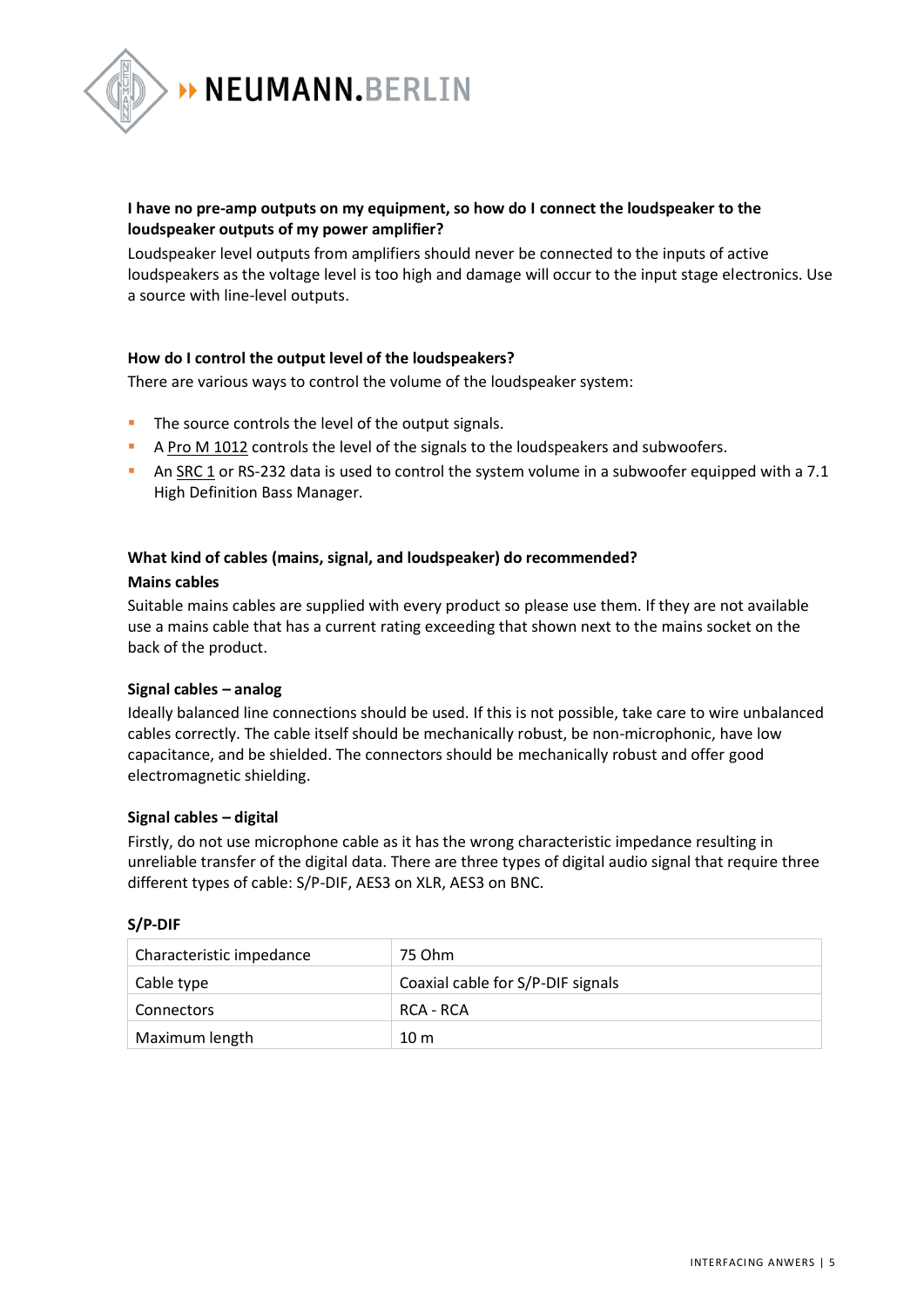**I have no pre-amp outputs on my equipment, so how do I connect the loudspeaker to the loudspeaker outputs of my power amplifier?**

Loudspeaker level outputs from amplifiers should never be connected to the inputs of active loudspeakers as the voltage level is too high and damage will occur to the input stage electronics. Use a source with line-level outputs.

**How do I control the output level of the loudspeakers?**

There are various ways to control the volume of the loudspeaker system:

- The source controls the level of the output signals.
- A Pro M 1012 controls the level of the signals to the loudspeakers and subwoofers.
- An SRC 1 or RS-232 data is used to control the system volume in a subwoofer equipped with a 7.1 High Definition Bass Manager.

**What kind of cables (mains, signal, and loudspeaker) do recommended?**

**Mains cables**

Suitable mains cables are supplied with every product so please use them. If they are not available use a mains cable that has a current rating exceeding that shown next to the mains socket on the back of the product.

**Signal cables – analog**

Ideally balanced line connections should be used. If this is not possible, take care to wire unbalanced cables correctly. The cable itself should be mechanically robust, be non-microphonic, have low capacitance, and be shielded. The connectors should be mechanically robust and offer good electromagnetic shielding.

**Signal cables – digital**

Firstly, do not use microphone cable as it has the wrong characteristic impedance resulting in unreliable transfer of the digital data. There are three types of digital audio signal that require three different types of cable: S/P-DIF, AES3 on XLR, AES3 on BNC.

**S/P-DIF**

| Characteristic impedance | 75 Ohm |
|---|---|
| Cable type | Coaxial cable for S/P-DIF signals |
| Connectors | RCA - RCA |
| Maximum length | 10 m |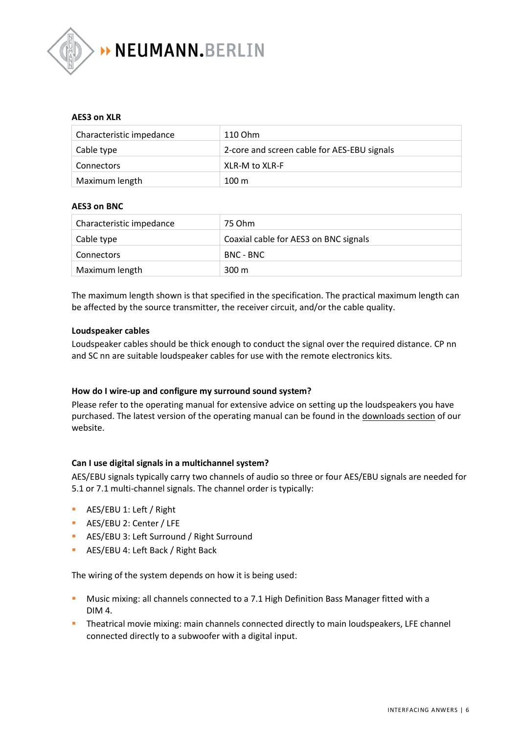**AES3 on XLR**

| | |
|---|---|
| Characteristic impedance | 110 Ohm |
| Cable type | 2-core and screen cable for AES-EBU signals |
| Connectors | XLR-M to XLR-F |
| Maximum length | 100 m |

**AES3 on BNC**

| | |
|---|---|
| Characteristic impedance | 75 Ohm |
| Cable type | Coaxial cable for AES3 on BNC signals |
| Connectors | BNC - BNC |
| Maximum length | 300 m |

The maximum length shown is that specified in the specification. The practical maximum length can be affected by the source transmitter, the receiver circuit, and/or the cable quality.

**Loudspeaker cables**

Loudspeaker cables should be thick enough to conduct the signal over the required distance. CP nn and SC nn are suitable loudspeaker cables for use with the remote electronics kits.

### How do I wire-up and configure my surround sound system?

Please refer to the operating manual for extensive advice on setting up the loudspeakers you have purchased. The latest version of the operating manual can be found in the downloads section of our website.

### Can I use digital signals in a multichannel system?

AES/EBU signals typically carry two channels of audio so three or four AES/EBU signals are needed for 5.1 or 7.1 multi-channel signals. The channel order is typically:

- AES/EBU 1: Left / Right
- AES/EBU 2: Center / LFE
- AES/EBU 3: Left Surround / Right Surround
- AES/EBU 4: Left Back / Right Back

The wiring of the system depends on how it is being used:

- Music mixing: all channels connected to a 7.1 High Definition Bass Manager fitted with a DIM 4.
- Theatrical movie mixing: main channels connected directly to main loudspeakers, LFE channel connected directly to a subwoofer with a digital input.